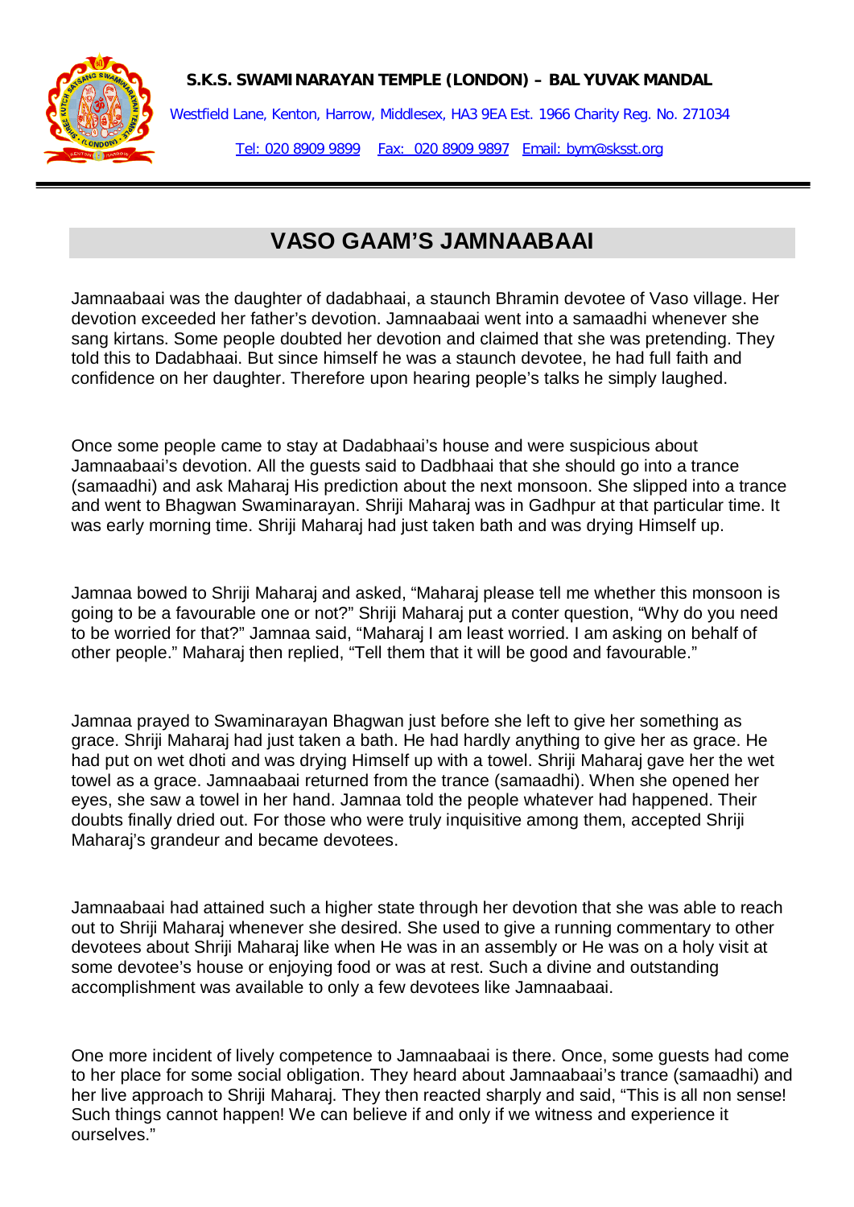**S.K.S. SWAMINARAYAN TEMPLE (LONDON) – BAL YUVAK MANDAL**

Westfield Lane, Kenton, Harrow, Middlesex, HA3 9EA Est. 1966 Charity Reg. No. 271034

Tel: 020 8909 9899   Fax: 020 8909 9897   Email: bym@sksst.org

# VASO GAAM'S JAMNAABAAI

Jamnaabaai was the daughter of dadabhaai, a staunch Bhramin devotee of Vaso village. Her devotion exceeded her father's devotion. Jamnaabaai went into a samaadhi whenever she sang kirtans. Some people doubted her devotion and claimed that she was pretending. They told this to Dadabhaai. But since himself he was a staunch devotee, he had full faith and confidence on her daughter. Therefore upon hearing people's talks he simply laughed.

Once some people came to stay at Dadabhaai's house and were suspicious about Jamnaabaai's devotion. All the guests said to Dadbhaai that she should go into a trance (samaadhi) and ask Maharaj His prediction about the next monsoon. She slipped into a trance and went to Bhagwan Swaminarayan. Shriji Maharaj was in Gadhpur at that particular time. It was early morning time. Shriji Maharaj had just taken bath and was drying Himself up.

Jamnaa bowed to Shriji Maharaj and asked, "Maharaj please tell me whether this monsoon is going to be a favourable one or not?" Shriji Maharaj put a conter question, "Why do you need to be worried for that?" Jamnaa said, "Maharaj I am least worried. I am asking on behalf of other people." Maharaj then replied, "Tell them that it will be good and favourable."

Jamnaa prayed to Swaminarayan Bhagwan just before she left to give her something as grace. Shriji Maharaj had just taken a bath. He had hardly anything to give her as grace. He had put on wet dhoti and was drying Himself up with a towel. Shriji Maharaj gave her the wet towel as a grace. Jamnaabaai returned from the trance (samaadhi). When she opened her eyes, she saw a towel in her hand. Jamnaa told the people whatever had happened. Their doubts finally dried out. For those who were truly inquisitive among them, accepted Shriji Maharaj's grandeur and became devotees.

Jamnaabaai had attained such a higher state through her devotion that she was able to reach out to Shriji Maharaj whenever she desired. She used to give a running commentary to other devotees about Shriji Maharaj like when He was in an assembly or He was on a holy visit at some devotee's house or enjoying food or was at rest. Such a divine and outstanding accomplishment was available to only a few devotees like Jamnaabaai.

One more incident of lively competence to Jamnaabaai is there. Once, some guests had come to her place for some social obligation. They heard about Jamnaabaai's trance (samaadhi) and her live approach to Shriji Maharaj. They then reacted sharply and said, "This is all non sense! Such things cannot happen! We can believe if and only if we witness and experience it ourselves."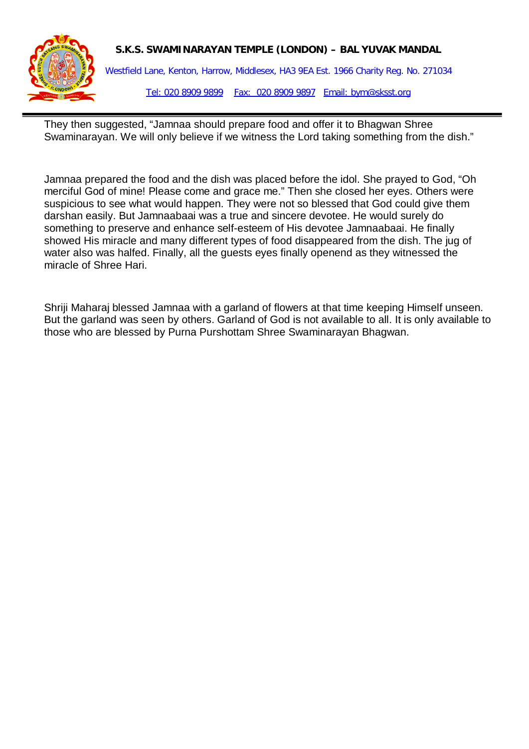They then suggested, "Jamnaa should prepare food and offer it to Bhagwan Shree Swaminarayan. We will only believe if we witness the Lord taking something from the dish."

Jamnaa prepared the food and the dish was placed before the idol. She prayed to God, "Oh merciful God of mine! Please come and grace me." Then she closed her eyes. Others were suspicious to see what would happen. They were not so blessed that God could give them darshan easily. But Jamnaabaai was a true and sincere devotee. He would surely do something to preserve and enhance self-esteem of His devotee Jamnaabaai. He finally showed His miracle and many different types of food disappeared from the dish. The jug of water also was halfed. Finally, all the guests eyes finally openend as they witnessed the miracle of Shree Hari.

Shriji Maharaj blessed Jamnaa with a garland of flowers at that time keeping Himself unseen. But the garland was seen by others. Garland of God is not available to all. It is only available to those who are blessed by Purna Purshottam Shree Swaminarayan Bhagwan.